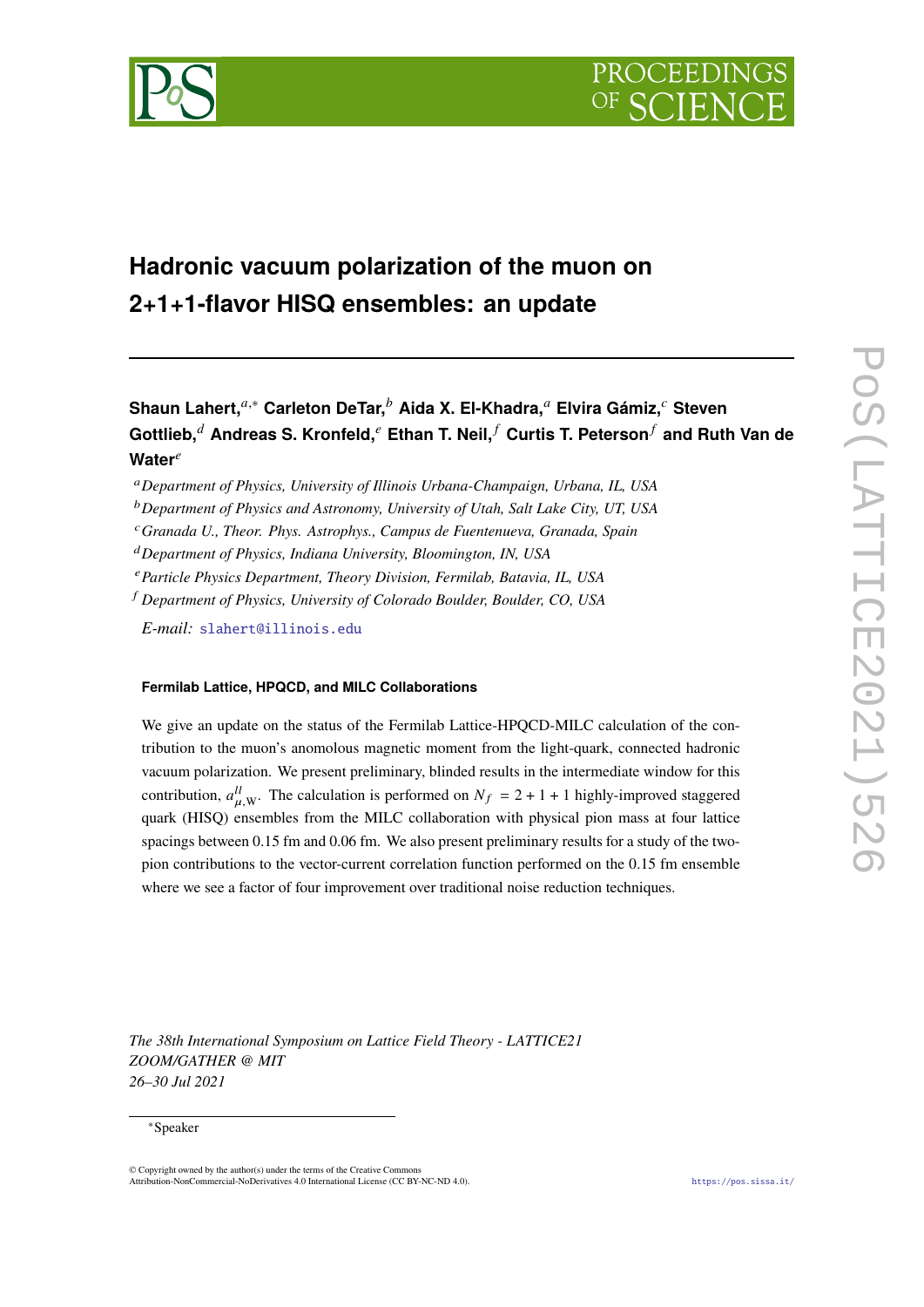# Hadronic vacuum polarization of the muon on 2+1+1-flavor HISQ ensembles: an update

**Shaun Lahert,**[a,*] **Carleton DeTar,**[b] **Aida X. El-Khadra,**[a] **Elvira Gámiz,**[c] **Steven Gottlieb,**[d] **Andreas S. Kronfeld,**[e] **Ethan T. Neil,**[f] **Curtis T. Peterson**[f] **and Ruth Van de Water**[e]

[a] *Department of Physics, University of Illinois Urbana-Champaign, Urbana, IL, USA*
[b] *Department of Physics and Astronomy, University of Utah, Salt Lake City, UT, USA*
[c] *Granada U., Theor. Phys. Astrophys., Campus de Fentenueva, Granada, Spain*
[d] *Department of Physics, Indiana University, Bloomington, IN, USA*
[e] *Particle Physics Department, Theory Division, Fermilab, Batavia, IL, USA*
[f] *Department of Physics, University of Colorado Boulder, Boulder, CO, USA*

*E-mail:* slahert@illinois.edu

**Fermilab Lattice, HPQCD, and MILC Collaborations**

We give an update on the status of the Fermilab Lattice-HPQCD-MILC calculation of the contribution to the muon's anomolous magnetic moment from the light-quark, connected hadronic vacuum polarization. We present preliminary, blinded results in the intermediate window for this contribution, $a^{ll}_{\mu,\mathrm{W}}$. The calculation is performed on $N_f = 2 + 1 + 1$ highly-improved staggered quark (HISQ) ensembles from the MILC collaboration with physical pion mass at four lattice spacings between 0.15 fm and 0.06 fm. We also present preliminary results for a study of the two-pion contributions to the vector-current correlation function performed on the 0.15 fm ensemble where we see a factor of four improvement over traditional noise reduction techniques.

*The 38th International Symposium on Lattice Field Theory - LATTICE21*
*ZOOM/GATHER @ MIT*
*26–30 Jul 2021*

*Speaker

© Copyright owned by the author(s) under the terms of the Creative Commons Attribution-NonCommercial-NoDerivatives 4.0 International License (CC BY-NC-ND 4.0).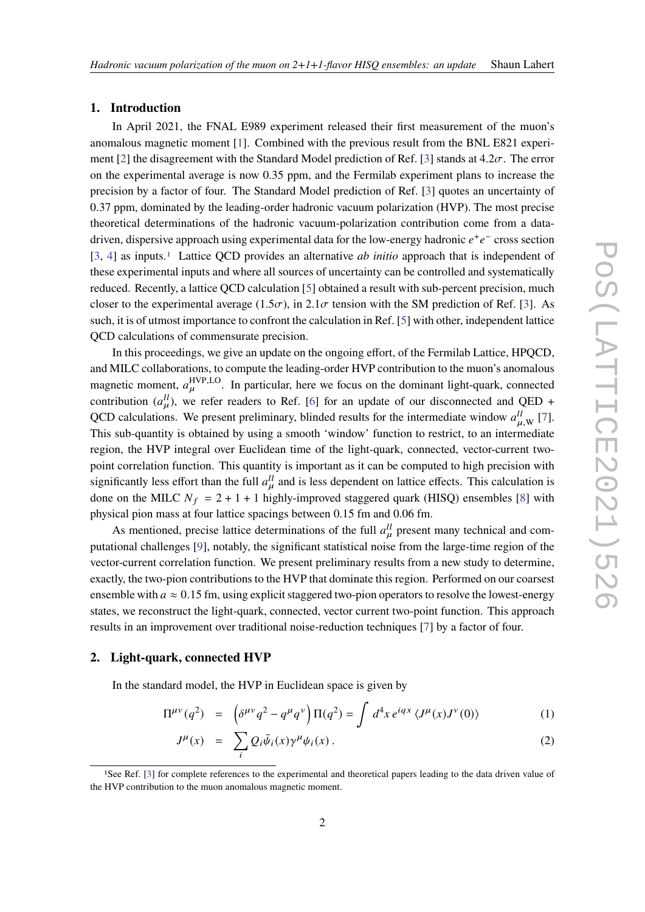## 1. Introduction

In April 2021, the FNAL E989 experiment released their first measurement of the muon's anomalous magnetic moment [1]. Combined with the previous result from the BNL E821 experiment [2] the disagreement with the Standard Model prediction of Ref. [3] stands at $4.2\sigma$. The error on the experimental average is now 0.35 ppm, and the Fermilab experiment plans to increase the precision by a factor of four. The Standard Model prediction of Ref. [3] quotes an uncertainty of 0.37 ppm, dominated by the leading-order hadronic vacuum polarization (HVP). The most precise theoretical determinations of the hadronic vacuum-polarization contribution come from a data-driven, dispersive approach using experimental data for the low-energy hadronic $e^+e^-$ cross section [3, 4] as inputs.[1] Lattice QCD provides an alternative *ab initio* approach that is independent of these experimental inputs and where all sources of uncertainty can be controlled and systematically reduced. Recently, a lattice QCD calculation [5] obtained a result with sub-percent precision, much closer to the experimental average ($1.5\sigma$), in $2.1\sigma$ tension with the SM prediction of Ref. [3]. As such, it is of utmost importance to confront the calculation in Ref. [5] with other, independent lattice QCD calculations of commensurate precision.

In this proceedings, we give an update on the ongoing effort, of the Fermilab Lattice, HPQCD, and MILC collaborations, to compute the leading-order HVP contribution to the muon's anomalous magnetic moment, $a_\mu^{\text{HVP,LO}}$. In particular, here we focus on the dominant light-quark, connected contribution ($a_\mu^{ll}$), we refer readers to Ref. [6] for an update of our disconnected and QED + QCD calculations. We present preliminary, blinded results for the intermediate window $a_{\mu,\text{W}}^{ll}$ [7]. This sub-quantity is obtained by using a smooth 'window' function to restrict, to an intermediate region, the HVP integral over Euclidean time of the light-quark, connected, vector-current two-point correlation function. This quantity is important as it can be computed to high precision with significantly less effort than the full $a_\mu^{ll}$ and is less dependent on lattice effects. This calculation is done on the MILC $N_f = 2 + 1 + 1$ highly-improved staggered quark (HISQ) ensembles [8] with physical pion mass at four lattice spacings between 0.15 fm and 0.06 fm.

As mentioned, precise lattice determinations of the full $a_\mu^{ll}$ present many technical and computational challenges [9], notably, the significant statistical noise from the large-time region of the vector-current correlation function. We present preliminary results from a new study to determine, exactly, the two-pion contributions to the HVP that dominate this region. Performed on our coarsest ensemble with $a \approx 0.15$ fm, using explicit staggered two-pion operators to resolve the lowest-energy states, we reconstruct the light-quark, connected, vector current two-point function. This approach results in an improvement over traditional noise-reduction techniques [7] by a factor of four.

## 2. Light-quark, connected HVP

In the standard model, the HVP in Euclidean space is given by

$$\Pi^{\mu\nu}(q^2) = \left(\delta^{\mu\nu} q^2 - q^\mu q^\nu\right) \Pi(q^2) = \int d^4x\, e^{iqx} \langle J^\mu(x) J^\nu(0)\rangle \tag{1}$$

$$J^\mu(x) = \sum_i Q_i \bar{\psi}_i(x) \gamma^\mu \psi_i(x)\,. \tag{2}$$

[1] See Ref. [3] for complete references to the experimental and theoretical papers leading to the data driven value of the HVP contribution to the muon anomalous magnetic moment.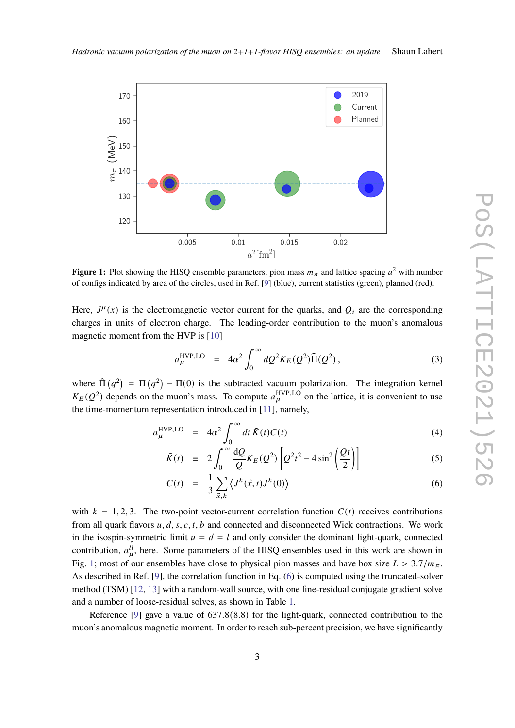**Figure 1:** Plot showing the HISQ ensemble parameters, pion mass $m_\pi$ and lattice spacing $a^2$ with number of configs indicated by area of the circles, used in Ref. [9] (blue), current statistics (green), planned (red).

Here, $J^\mu(x)$ is the electromagnetic vector current for the quarks, and $Q_i$ are the corresponding charges in units of electron charge. The leading-order contribution to the muon's anomalous magnetic moment from the HVP is [10]

$$a_\mu^{\mathrm{HVP,LO}} = 4\alpha^2 \int_0^\infty dQ^2 K_E(Q^2)\widehat{\Pi}(Q^2)\,, \tag{3}$$

where $\hat{\Pi}(q^2) = \Pi(q^2) - \Pi(0)$ is the subtracted vacuum polarization. The integration kernel $K_E(Q^2)$ depends on the muon's mass. To compute $a_\mu^{\mathrm{HVP,LO}}$ on the lattice, it is convenient to use the time-momentum representation introduced in [11], namely,

$$a_\mu^{\mathrm{HVP,LO}} = 4\alpha^2 \int_0^\infty dt\, \tilde{K}(t) C(t) \tag{4}$$

$$\tilde{K}(t) \equiv 2\int_0^\infty \frac{\mathrm{d}Q}{Q} K_E(Q^2)\left[Q^2 t^2 - 4\sin^2\left(\frac{Qt}{2}\right)\right] \tag{5}$$

$$C(t) = \frac{1}{3}\sum_{\vec{x},k} \langle J^k(\vec{x},t) J^k(0)\rangle \tag{6}$$

with $k = 1,2,3$. The two-point vector-current correlation function $C(t)$ receives contributions from all quark flavors $u, d, s, c, t, b$ and connected and disconnected Wick contractions. We work in the isospin-symmetric limit $u = d = l$ and only consider the dominant light-quark, connected contribution, $a_\mu^{ll}$, here. Some parameters of the HISQ ensembles used in this work are shown in Fig. 1; most of our ensembles have close to physical pion masses and have box size $L > 3.7/m_\pi$. As described in Ref. [9], the correlation function in Eq. (6) is computed using the truncated-solver method (TSM) [12, 13] with a random-wall source, with one fine-residual conjugate gradient solve and a number of loose-residual solves, as shown in Table 1.

Reference [9] gave a value of 637.8(8.8) for the light-quark, connected contribution to the muon's anomalous magnetic moment. In order to reach sub-percent precision, we have significantly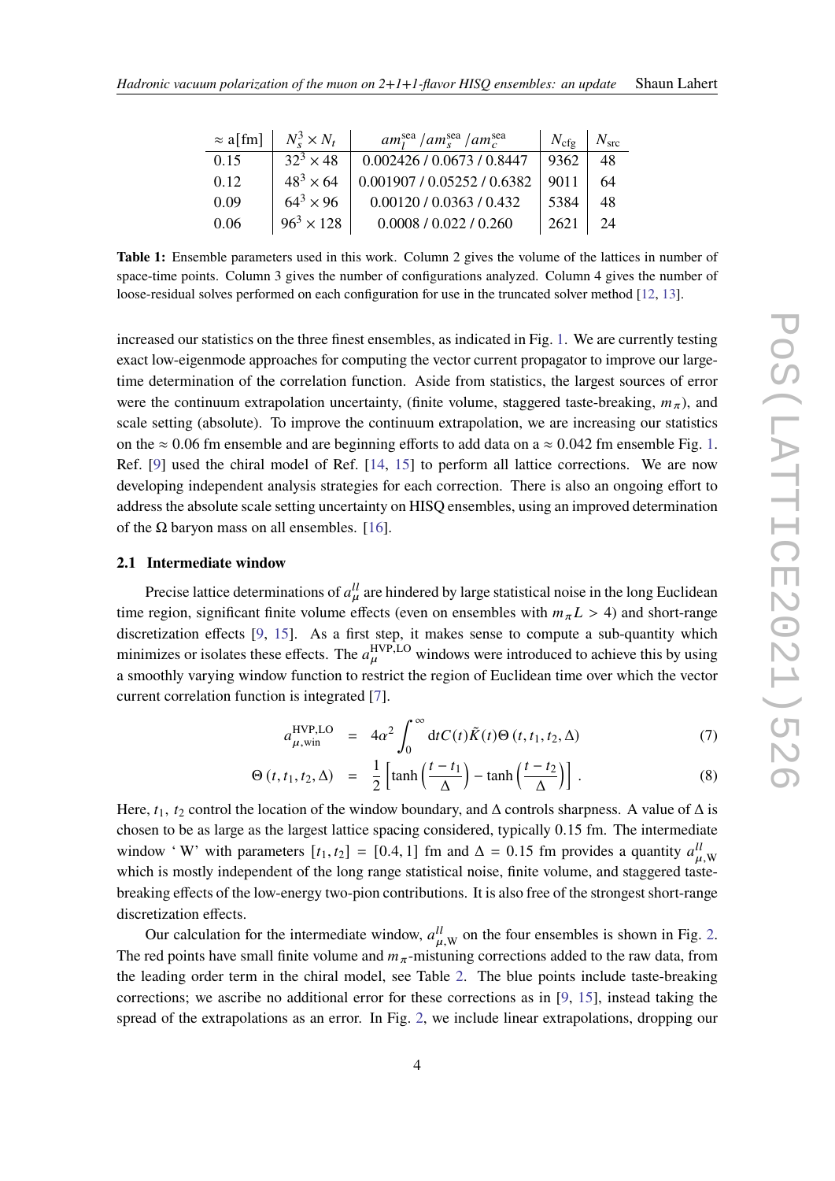| $\approx$ a[fm] | $N_s^3 \times N_t$ | $am_l^{\rm sea}$ / $am_s^{\rm sea}$ / $am_c^{\rm sea}$ | $N_{\rm cfg}$ | $N_{\rm src}$ |
|---|---|---|---|---|
| 0.15 | $32^3 \times 48$ | 0.002426 / 0.0673 / 0.8447 | 9362 | 48 |
| 0.12 | $48^3 \times 64$ | 0.001907 / 0.05252 / 0.6382 | 9011 | 64 |
| 0.09 | $64^3 \times 96$ | 0.00120 / 0.0363 / 0.432 | 5384 | 48 |
| 0.06 | $96^3 \times 128$ | 0.0008 / 0.022 / 0.260 | 2621 | 24 |

**Table 1:** Ensemble parameters used in this work. Column 2 gives the volume of the lattices in number of space-time points. Column 3 gives the number of configurations analyzed. Column 4 gives the number of loose-residual solves performed on each configuration for use in the truncated solver method [12, 13].

increased our statistics on the three finest ensembles, as indicated in Fig. 1. We are currently testing exact low-eigenmode approaches for computing the vector current propagator to improve our large-time determination of the correlation function. Aside from statistics, the largest sources of error were the continuum extrapolation uncertainty, (finite volume, staggered taste-breaking, $m_\pi$), and scale setting (absolute). To improve the continuum extrapolation, we are increasing our statistics on the $\approx 0.06$ fm ensemble and are beginning efforts to add data on a $\approx 0.042$ fm ensemble Fig. 1. Ref. [9] used the chiral model of Ref. [14, 15] to perform all lattice corrections. We are now developing independent analysis strategies for each correction. There is also an ongoing effort to address the absolute scale setting uncertainty on HISQ ensembles, using an improved determination of the $\Omega$ baryon mass on all ensembles. [16].

### 2.1 Intermediate window

Precise lattice determinations of $a_\mu^{ll}$ are hindered by large statistical noise in the long Euclidean time region, significant finite volume effects (even on ensembles with $m_\pi L > 4$) and short-range discretization effects [9, 15]. As a first step, it makes sense to compute a sub-quantity which minimizes or isolates these effects. The $a_\mu^{\rm HVP,LO}$ windows were introduced to achieve this by using a smoothly varying window function to restrict the region of Euclidean time over which the vector current correlation function is integrated [7].

$$a_{\mu,\rm win}^{\rm HVP,LO} = 4\alpha^2 \int_0^\infty {\rm d}t C(t)\tilde{K}(t)\Theta\left(t, t_1, t_2, \Delta\right) \tag{7}$$

$$\Theta\left(t, t_1, t_2, \Delta\right) = \frac{1}{2}\left[\tanh\left(\frac{t-t_1}{\Delta}\right) - \tanh\left(\frac{t-t_2}{\Delta}\right)\right]. \tag{8}$$

Here, $t_1$, $t_2$ control the location of the window boundary, and $\Delta$ controls sharpness. A value of $\Delta$ is chosen to be as large as the largest lattice spacing considered, typically 0.15 fm. The intermediate window 'W' with parameters $[t_1, t_2] = [0.4, 1]$ fm and $\Delta = 0.15$ fm provides a quantity $a_{\mu,\rm W}^{ll}$ which is mostly independent of the long range statistical noise, finite volume, and staggered taste-breaking effects of the low-energy two-pion contributions. It is also free of the strongest short-range discretization effects.

Our calculation for the intermediate window, $a_{\mu,\rm W}^{ll}$ on the four ensembles is shown in Fig. 2. The red points have small finite volume and $m_\pi$-mistuning corrections added to the raw data, from the leading order term in the chiral model, see Table 2. The blue points include taste-breaking corrections; we ascribe no additional error for these corrections as in [9, 15], instead taking the spread of the extrapolations as an error. In Fig. 2, we include linear extrapolations, dropping our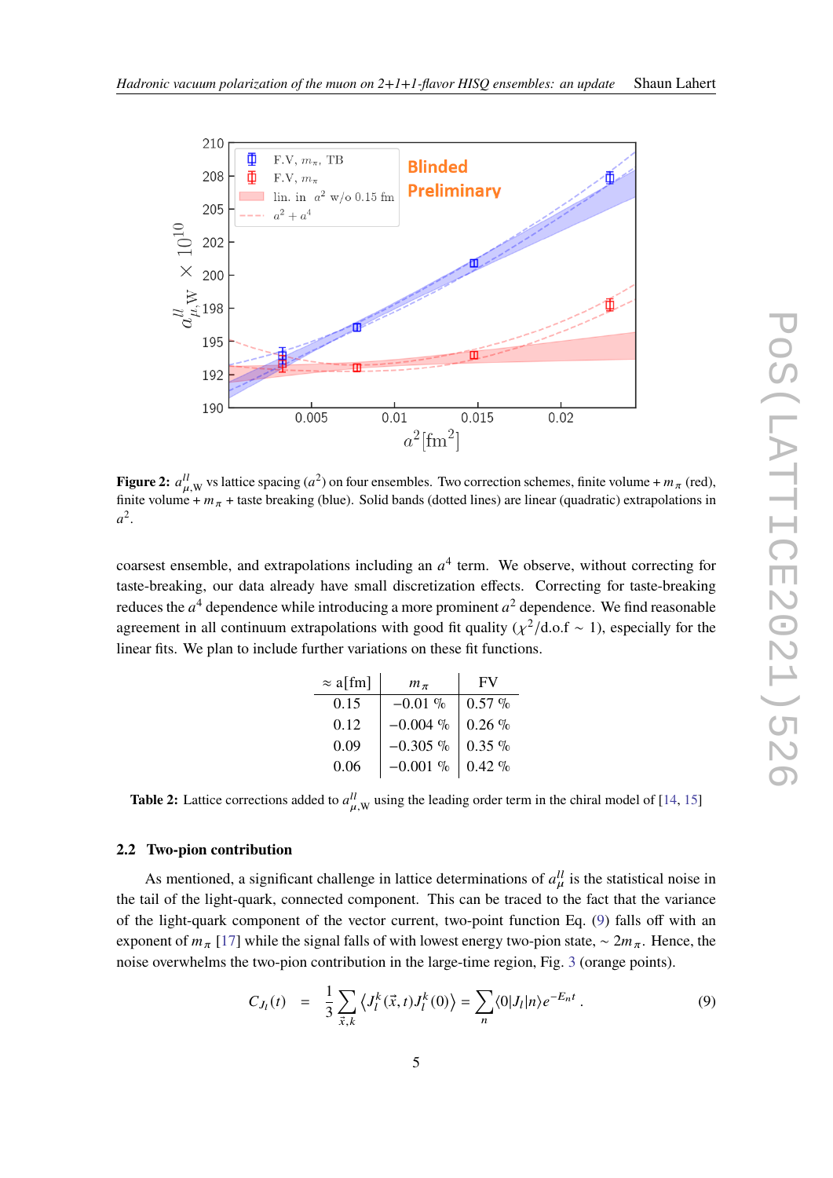**Figure 2:** $a^{ll}_{\mu,\mathrm{W}}$ vs lattice spacing ($a^2$) on four ensembles. Two correction schemes, finite volume + $m_\pi$ (red), finite volume + $m_\pi$ + taste breaking (blue). Solid bands (dotted lines) are linear (quadratic) extrapolations in $a^2$.

coarsest ensemble, and extrapolations including an $a^4$ term. We observe, without correcting for taste-breaking, our data already have small discretization effects. Correcting for taste-breaking reduces the $a^4$ dependence while introducing a more prominent $a^2$ dependence. We find reasonable agreement in all continuum extrapolations with good fit quality ($\chi^2$/d.o.f $\sim 1$), especially for the linear fits. We plan to include further variations on these fit functions.

| $\approx$ a[fm] | $m_\pi$ | FV |
|---|---|---|
| 0.15 | $-0.01$ % | 0.57 % |
| 0.12 | $-0.004$ % | 0.26 % |
| 0.09 | $-0.305$ % | 0.35 % |
| 0.06 | $-0.001$ % | 0.42 % |

**Table 2:** Lattice corrections added to $a^{ll}_{\mu,\mathrm{W}}$ using the leading order term in the chiral model of [14, 15]

### 2.2 Two-pion contribution

As mentioned, a significant challenge in lattice determinations of $a^{ll}_{\mu}$ is the statistical noise in the tail of the light-quark, connected component. This can be traced to the fact that the variance of the light-quark component of the vector current, two-point function Eq. (9) falls off with an exponent of $m_\pi$ [17] while the signal falls of with lowest energy two-pion state, $\sim 2m_\pi$. Hence, the noise overwhelms the two-pion contribution in the large-time region, Fig. 3 (orange points).

$$C_{J_l}(t) \quad = \quad \frac{1}{3}\sum_{\vec{x},k}\left\langle J^k_l(\vec{x},t)J^k_l(0)\right\rangle = \sum_n \langle 0|J_l|n\rangle e^{-E_n t}\,. \tag{9}$$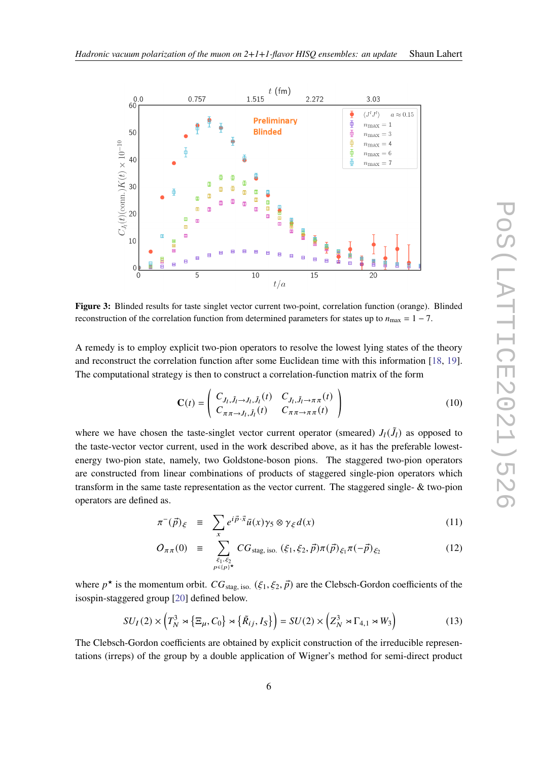**Figure 3:** Blinded results for taste singlet vector current two-point, correlation function (orange). Blinded reconstruction of the correlation function from determined parameters for states up to $n_{\text{max}} = 1 - 7$.

A remedy is to employ explicit two-pion operators to resolve the lowest lying states of the theory and reconstruct the correlation function after some Euclidean time with this information [18, 19]. The computational strategy is then to construct a correlation-function matrix of the form

$$\mathbf{C}(t) = \begin{pmatrix} C_{J_l,\tilde{J}_l \to J_l,\tilde{J}_l}(t) & C_{J_l,\tilde{J}_l \to \pi\pi}(t) \\ C_{\pi\pi \to J_l,\tilde{J}_l}(t) & C_{\pi\pi \to \pi\pi}(t) \end{pmatrix} \tag{10}$$

where we have chosen the taste-singlet vector current operator (smeared) $J_l(\tilde{J}_l)$ as opposed to the taste-vector vector current, used in the work described above, as it has the preferable lowest-energy two-pion state, namely, two Goldstone-boson pions. The staggered two-pion operators are constructed from linear combinations of products of staggered single-pion operators which transform in the same taste representation as the vector current. The staggered single- & two-pion operators are defined as.

$$\pi^-(\vec{p})_\xi \equiv \sum_x e^{i\vec{p}\cdot\vec{x}} \bar{u}(x)\gamma_5 \otimes \gamma_\xi d(x) \tag{11}$$

$$O_{\pi\pi}(0) \equiv \sum_{\substack{\xi_1,\xi_2 \\ p\in\{p\}^\star}} CG_{\text{stag, iso.}}(\xi_1,\xi_2,\vec{p})\pi(\vec{p})_{\xi_1}\pi(-\vec{p})_{\xi_2} \tag{12}$$

where $p^\star$ is the momentum orbit. $CG_{\text{stag, iso.}}(\xi_1,\xi_2,\vec{p})$ are the Clebsch-Gordon coefficients of the isospin-staggered group [20] defined below.

$$SU_I(2) \times \left(T_N^3 \rtimes \{\Xi_\mu, C_0\} \rtimes \{\tilde{R}_{ij}, I_S\}\right) = SU(2) \times \left(Z_N^3 \rtimes \Gamma_{4,1} \rtimes W_3\right) \tag{13}$$

The Clebsch-Gordon coefficients are obtained by explicit construction of the irreducible representations (irreps) of the group by a double application of Wigner's method for semi-direct product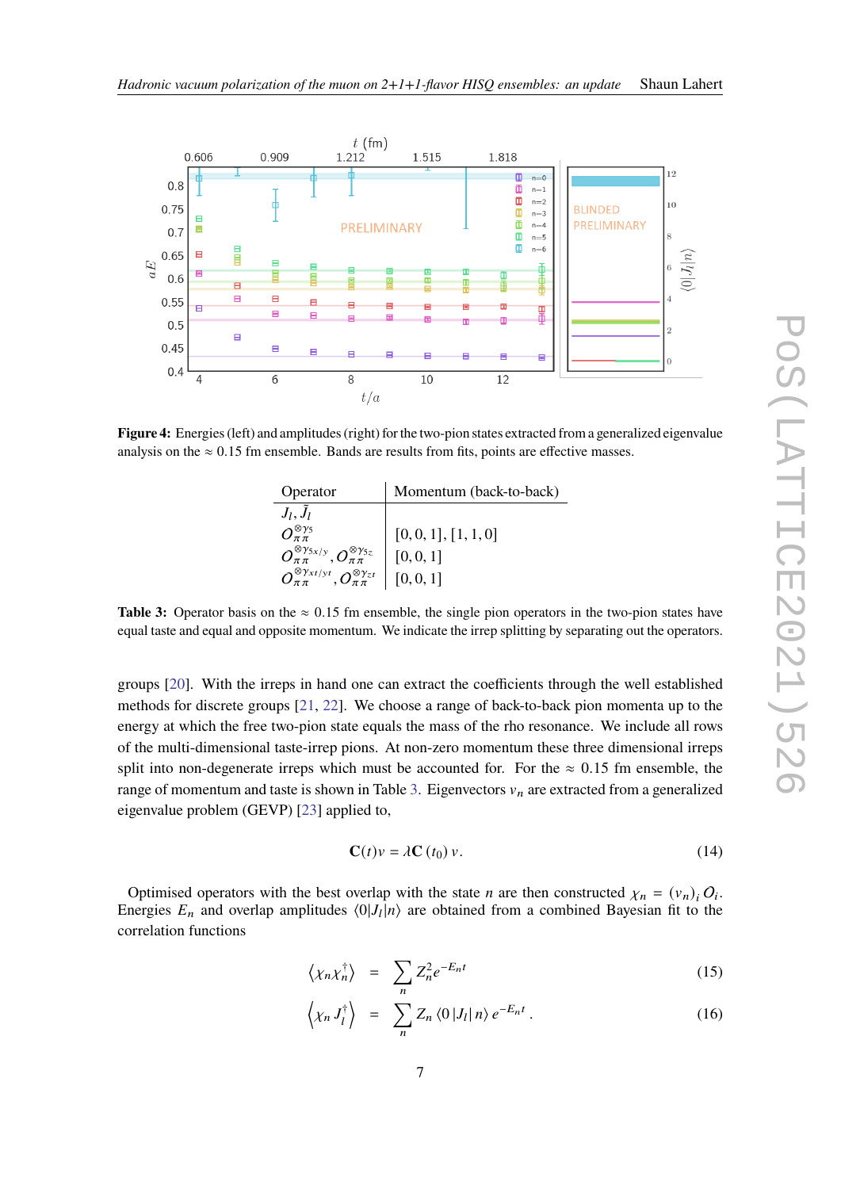**Figure 4:** Energies (left) and amplitudes (right) for the two-pion states extracted from a generalized eigenvalue analysis on the $\approx 0.15$ fm ensemble. Bands are results from fits, points are effective masses.

| Operator | Momentum (back-to-back) |
|---|---|
| $J_l, \tilde{J}_l$ | |
| $O_{\pi\pi}^{\otimes\gamma_5}$ | [0, 0, 1], [1, 1, 0] |
| $O_{\pi\pi}^{\otimes\gamma_{5x/y}}, O_{\pi\pi}^{\otimes\gamma_{5z}}$ | [0, 0, 1] |
| $O_{\pi\pi}^{\otimes\gamma_{xt/yt}}, O_{\pi\pi}^{\otimes\gamma_{zt}}$ | [0, 0, 1] |

**Table 3:** Operator basis on the $\approx 0.15$ fm ensemble, the single pion operators in the two-pion states have equal taste and equal and opposite momentum. We indicate the irrep splitting by separating out the operators.

groups [20]. With the irreps in hand one can extract the coefficients through the well established methods for discrete groups [21, 22]. We choose a range of back-to-back pion momenta up to the energy at which the free two-pion state equals the mass of the rho resonance. We include all rows of the multi-dimensional taste-irrep pions. At non-zero momentum these three dimensional irreps split into non-degenerate irreps which must be accounted for. For the $\approx 0.15$ fm ensemble, the range of momentum and taste is shown in Table 3. Eigenvectors $v_n$ are extracted from a generalized eigenvalue problem (GEVP) [23] applied to,

$$\mathbf{C}(t)v = \lambda \mathbf{C}(t_0)\, v. \tag{14}$$

Optimised operators with the best overlap with the state $n$ are then constructed $\chi_n = (v_n)_i O_i$. Energies $E_n$ and overlap amplitudes $\langle 0|J_l|n\rangle$ are obtained from a combined Bayesian fit to the correlation functions

$$\left\langle \chi_n \chi_n^\dagger \right\rangle = \sum_n Z_n^2 e^{-E_n t} \tag{15}$$

$$\left\langle \chi_n J_l^\dagger \right\rangle = \sum_n Z_n \langle 0\,|J_l|\,n\rangle\, e^{-E_n t}\,. \tag{16}$$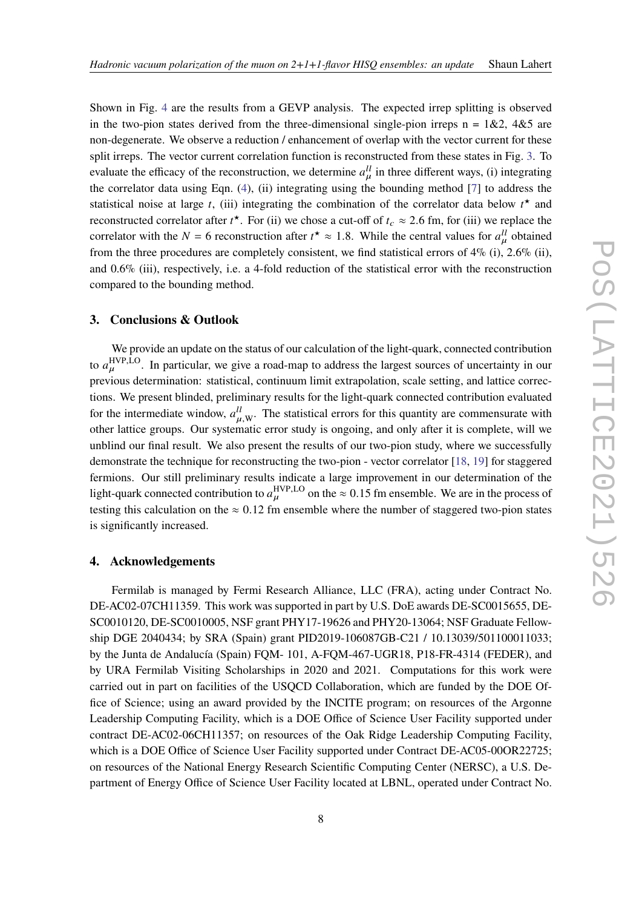Shown in Fig. 4 are the results from a GEVP analysis. The expected irrep splitting is observed in the two-pion states derived from the three-dimensional single-pion irreps n = 1&2, 4&5 are non-degenerate. We observe a reduction / enhancement of overlap with the vector current for these split irreps. The vector current correlation function is reconstructed from these states in Fig. 3. To evaluate the efficacy of the reconstruction, we determine $a_\mu^{ll}$ in three different ways, (i) integrating the correlator data using Eqn. (4), (ii) integrating using the bounding method [7] to address the statistical noise at large $t$, (iii) integrating the combination of the correlator data below $t^\star$ and reconstructed correlator after $t^\star$. For (ii) we chose a cut-off of $t_c \approx 2.6$ fm, for (iii) we replace the correlator with the $N = 6$ reconstruction after $t^\star \approx 1.8$. While the central values for $a_\mu^{ll}$ obtained from the three procedures are completely consistent, we find statistical errors of 4% (i), 2.6% (ii), and 0.6% (iii), respectively, i.e. a 4-fold reduction of the statistical error with the reconstruction compared to the bounding method.

## 3. Conclusions & Outlook

We provide an update on the status of our calculation of the light-quark, connected contribution to $a_\mu^{\mathrm{HVP,LO}}$. In particular, we give a road-map to address the largest sources of uncertainty in our previous determination: statistical, continuum limit extrapolation, scale setting, and lattice corrections. We present blinded, preliminary results for the light-quark connected contribution evaluated for the intermediate window, $a_{\mu,\mathrm{W}}^{ll}$. The statistical errors for this quantity are commensurate with other lattice groups. Our systematic error study is ongoing, and only after it is complete, will we unblind our final result. We also present the results of our two-pion study, where we successfully demonstrate the technique for reconstructing the two-pion - vector correlator [18, 19] for staggered fermions. Our still preliminary results indicate a large improvement in our determination of the light-quark connected contribution to $a_\mu^{\mathrm{HVP,LO}}$ on the $\approx 0.15$ fm ensemble. We are in the process of testing this calculation on the $\approx 0.12$ fm ensemble where the number of staggered two-pion states is significantly increased.

## 4. Acknowledgements

Fermilab is managed by Fermi Research Alliance, LLC (FRA), acting under Contract No. DE-AC02-07CH11359. This work was supported in part by U.S. DoE awards DE-SC0015655, DE-SC0010120, DE-SC0010005, NSF grant PHY17-19626 and PHY20-13064; NSF Graduate Fellowship DGE 2040434; by SRA (Spain) grant PID2019-106087GB-C21 / 10.13039/501100011033; by the Junta de Andalucía (Spain) FQM- 101, A-FQM-467-UGR18, P18-FR-4314 (FEDER), and by URA Fermilab Visiting Scholarships in 2020 and 2021. Computations for this work were carried out in part on facilities of the USQCD Collaboration, which are funded by the DOE Office of Science; using an award provided by the INCITE program; on resources of the Argonne Leadership Computing Facility, which is a DOE Office of Science User Facility supported under contract DE-AC02-06CH11357; on resources of the Oak Ridge Leadership Computing Facility, which is a DOE Office of Science User Facility supported under Contract DE-AC05-00OR22725; on resources of the National Energy Research Scientific Computing Center (NERSC), a U.S. Department of Energy Office of Science User Facility located at LBNL, operated under Contract No.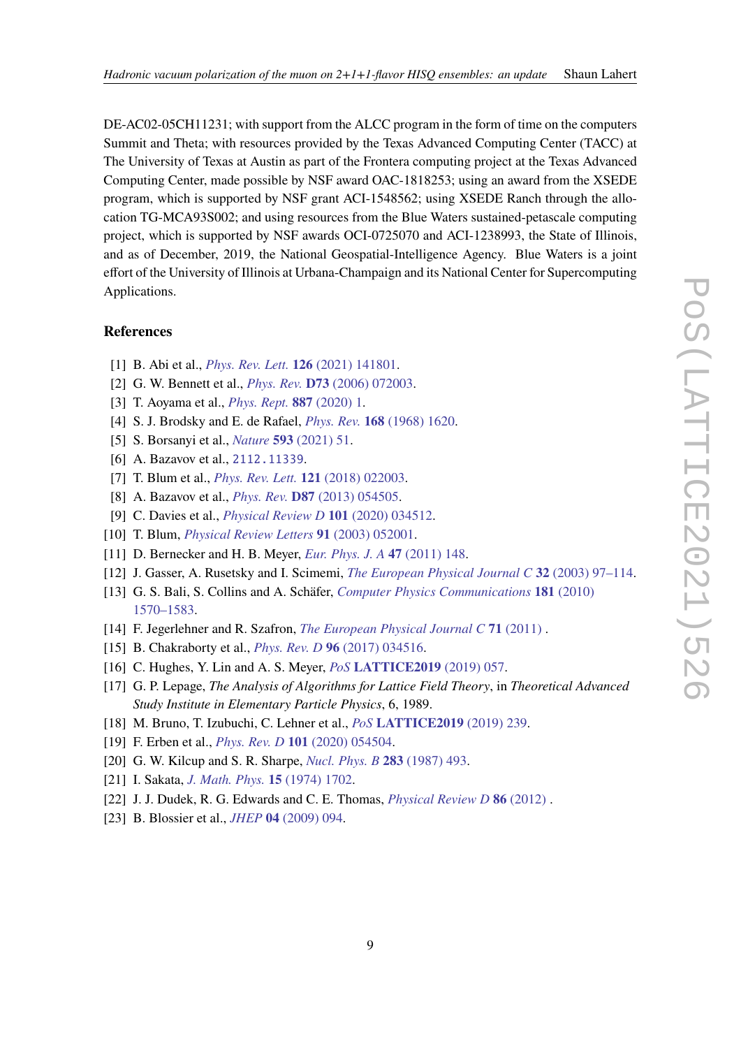DE-AC02-05CH11231; with support from the ALCC program in the form of time on the computers Summit and Theta; with resources provided by the Texas Advanced Computing Center (TACC) at The University of Texas at Austin as part of the Frontera computing project at the Texas Advanced Computing Center, made possible by NSF award OAC-1818253; using an award from the XSEDE program, which is supported by NSF grant ACI-1548562; using XSEDE Ranch through the allocation TG-MCA93S002; and using resources from the Blue Waters sustained-petascale computing project, which is supported by NSF awards OCI-0725070 and ACI-1238993, the State of Illinois, and as of December, 2019, the National Geospatial-Intelligence Agency. Blue Waters is a joint effort of the University of Illinois at Urbana-Champaign and its National Center for Supercomputing Applications.

## References

[1] B. Abi et al., *Phys. Rev. Lett.* **126** (2021) 141801.

[2] G. W. Bennett et al., *Phys. Rev.* **D73** (2006) 072003.

[3] T. Aoyama et al., *Phys. Rept.* **887** (2020) 1.

[4] S. J. Brodsky and E. de Rafael, *Phys. Rev.* **168** (1968) 1620.

[5] S. Borsanyi et al., *Nature* **593** (2021) 51.

[6] A. Bazavov et al., 2112.11339.

[7] T. Blum et al., *Phys. Rev. Lett.* **121** (2018) 022003.

[8] A. Bazavov et al., *Phys. Rev.* **D87** (2013) 054505.

[9] C. Davies et al., *Physical Review D* **101** (2020) 034512.

[10] T. Blum, *Physical Review Letters* **91** (2003) 052001.

[11] D. Bernecker and H. B. Meyer, *Eur. Phys. J. A* **47** (2011) 148.

[12] J. Gasser, A. Rusetsky and I. Scimemi, *The European Physical Journal C* **32** (2003) 97–114.

[13] G. S. Bali, S. Collins and A. Schäfer, *Computer Physics Communications* **181** (2010) 1570–1583.

[14] F. Jegerlehner and R. Szafron, *The European Physical Journal C* **71** (2011) .

[15] B. Chakraborty et al., *Phys. Rev. D* **96** (2017) 034516.

[16] C. Hughes, Y. Lin and A. S. Meyer, *PoS* **LATTICE2019** (2019) 057.

[17] G. P. Lepage, *The Analysis of Algorithms for Lattice Field Theory*, in *Theoretical Advanced Study Institute in Elementary Particle Physics*, 6, 1989.

[18] M. Bruno, T. Izubuchi, C. Lehner et al., *PoS* **LATTICE2019** (2019) 239.

[19] F. Erben et al., *Phys. Rev. D* **101** (2020) 054504.

[20] G. W. Kilcup and S. R. Sharpe, *Nucl. Phys. B* **283** (1987) 493.

[21] I. Sakata, *J. Math. Phys.* **15** (1974) 1702.

[22] J. J. Dudek, R. G. Edwards and C. E. Thomas, *Physical Review D* **86** (2012) .

[23] B. Blossier et al., *JHEP* **04** (2009) 094.